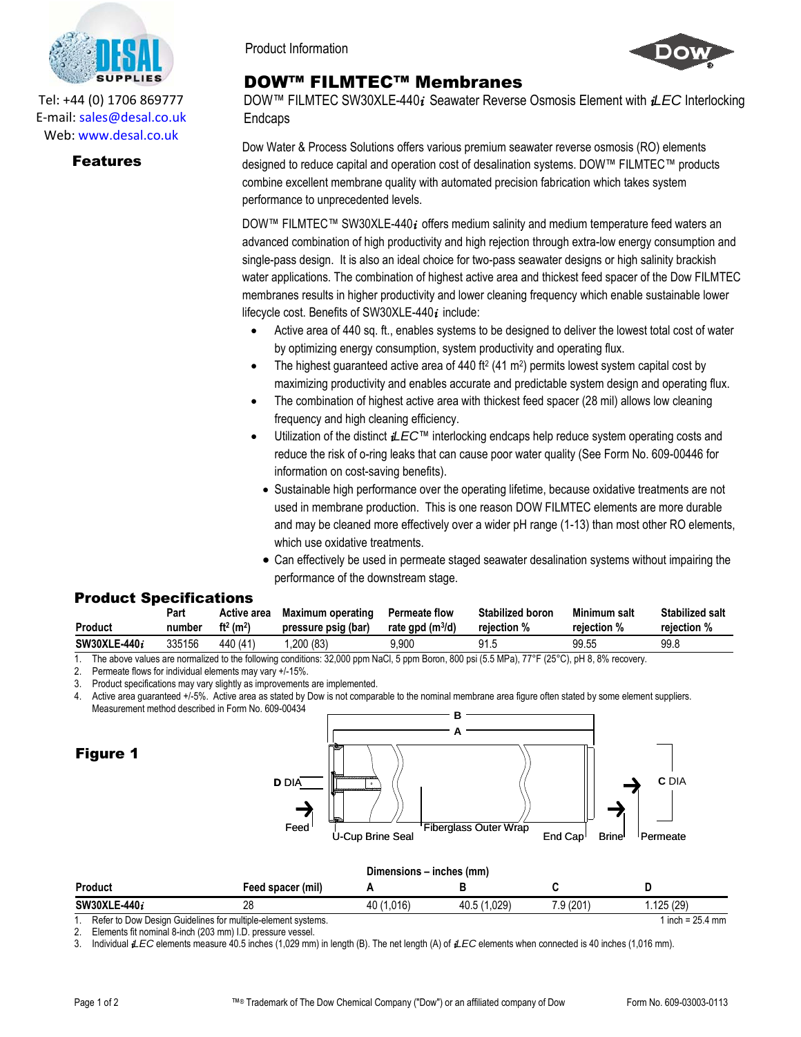Tel: +44 (0) 1706 869777
E-mail: sales@desal.co.uk
Web: www.desal.co.uk

Product Information

# DOW™ FILMTEC™ Membranes

DOW™ FILMTEC SW30XLE-440*i* Seawater Reverse Osmosis Element with *i*LEC Interlocking Endcaps

## Features

Dow Water & Process Solutions offers various premium seawater reverse osmosis (RO) elements designed to reduce capital and operation cost of desalination systems. DOW™ FILMTEC™ products combine excellent membrane quality with automated precision fabrication which takes system performance to unprecedented levels.

DOW™ FILMTEC™ SW30XLE-440*i* offers medium salinity and medium temperature feed waters an advanced combination of high productivity and high rejection through extra-low energy consumption and single-pass design. It is also an ideal choice for two-pass seawater designs or high salinity brackish water applications. The combination of highest active area and thickest feed spacer of the Dow FILMTEC membranes results in higher productivity and lower cleaning frequency which enable sustainable lower lifecycle cost. Benefits of SW30XLE-440*i* include:

- Active area of 440 sq. ft., enables systems to be designed to deliver the lowest total cost of water by optimizing energy consumption, system productivity and operating flux.
- The highest guaranteed active area of 440 $ft^2$ (41 $m^2$) permits lowest system capital cost by maximizing productivity and enables accurate and predictable system design and operating flux.
- The combination of highest active area with thickest feed spacer (28 mil) allows low cleaning frequency and high cleaning efficiency.
- Utilization of the distinct *i*LEC™ interlocking endcaps help reduce system operating costs and reduce the risk of o-ring leaks that can cause poor water quality (See Form No. 609-00446 for information on cost-saving benefits).
- Sustainable high performance over the operating lifetime, because oxidative treatments are not used in membrane production. This is one reason DOW FILMTEC elements are more durable and may be cleaned more effectively over a wider pH range (1-13) than most other RO elements, which use oxidative treatments.
- Can effectively be used in permeate staged seawater desalination systems without impairing the performance of the downstream stage.

## Product Specifications

| Product | Part number | Active area $ft^2$ ($m^2$) | Maximum operating pressure psig (bar) | Permeate flow rate gpd ($m^3$/d) | Stabilized boron rejection % | Minimum salt rejection % | Stabilized salt rejection % |
|---|---|---|---|---|---|---|---|
| **SW30XLE-440*i*** | 335156 | 440 (41) | 1,200 (83) | 9,900 | 91.5 | 99.55 | 99.8 |

1. The above values are normalized to the following conditions: 32,000 ppm NaCl, 5 ppm Boron, 800 psi (5.5 MPa), 77°F (25°C), pH 8, 8% recovery.
2. Permeate flows for individual elements may vary +/-15%.
3. Product specifications may vary slightly as improvements are implemented.
4. Active area guaranteed +/-5%. Active area as stated by Dow is not comparable to the nominal membrane area figure often stated by some element suppliers. Measurement method described in Form No. 609-00434

## Figure 1

Feed, D DIA, U-Cup Brine Seal, Fiberglass Outer Wrap, End Cap, Brine, Permeate, C DIA, A, B

| Product | Feed spacer (mil) | A | B | C | D |
|---|---|---|---|---|---|
| | | Dimensions – inches (mm) | | | |
| **SW30XLE-440*i*** | 28 | 40 (1,016) | 40.5 (1,029) | 7.9 (201) | 1.125 (29) |

1 inch = 25.4 mm

1. Refer to Dow Design Guidelines for multiple-element systems.
2. Elements fit nominal 8-inch (203 mm) I.D. pressure vessel.
3. Individual *i*LEC elements measure 40.5 inches (1,029 mm) in length (B). The net length (A) of *i*LEC elements when connected is 40 inches (1,016 mm).

™® Trademark of The Dow Chemical Company ("Dow") or an affiliated company of Dow

Form No. 609-03003-0113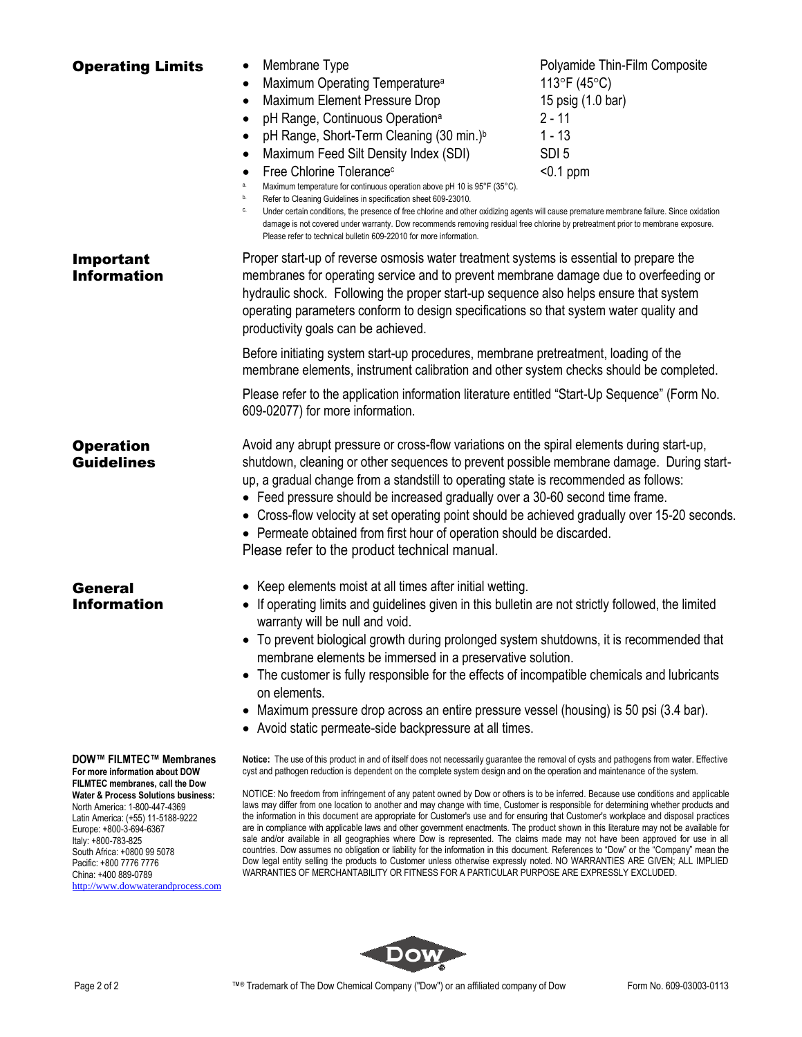## Operating Limits

| | |
|---|---|
| • Membrane Type | Polyamide Thin-Film Composite |
| • Maximum Operating Temperature[a] | 113°F (45°C) |
| • Maximum Element Pressure Drop | 15 psig (1.0 bar) |
| • pH Range, Continuous Operation[a] | 2 - 11 |
| • pH Range, Short-Term Cleaning (30 min.)[b] | 1 - 13 |
| • Maximum Feed Silt Density Index (SDI) | SDI 5 |
| • Free Chlorine Tolerance[c] | <0.1 ppm |

[a] Maximum temperature for continuous operation above pH 10 is 95°F (35°C).

[b] Refer to Cleaning Guidelines in specification sheet 609-23010.

[c] Under certain conditions, the presence of free chlorine and other oxidizing agents will cause premature membrane failure. Since oxidation damage is not covered under warranty. Dow recommends removing residual free chlorine by pretreatment prior to membrane exposure. Please refer to technical bulletin 609-22010 for more information.

## Important Information

Proper start-up of reverse osmosis water treatment systems is essential to prepare the membranes for operating service and to prevent membrane damage due to overfeeding or hydraulic shock. Following the proper start-up sequence also helps ensure that system operating parameters conform to design specifications so that system water quality and productivity goals can be achieved.

Before initiating system start-up procedures, membrane pretreatment, loading of the membrane elements, instrument calibration and other system checks should be completed.

Please refer to the application information literature entitled "Start-Up Sequence" (Form No. 609-02077) for more information.

## Operation Guidelines

Avoid any abrupt pressure or cross-flow variations on the spiral elements during start-up, shutdown, cleaning or other sequences to prevent possible membrane damage. During start-up, a gradual change from a standstill to operating state is recommended as follows:

- Feed pressure should be increased gradually over a 30-60 second time frame.
- Cross-flow velocity at set operating point should be achieved gradually over 15-20 seconds.
- Permeate obtained from first hour of operation should be discarded.

Please refer to the product technical manual.

## General Information

- Keep elements moist at all times after initial wetting.
- If operating limits and guidelines given in this bulletin are not strictly followed, the limited warranty will be null and void.
- To prevent biological growth during prolonged system shutdowns, it is recommended that membrane elements be immersed in a preservative solution.
- The customer is fully responsible for the effects of incompatible chemicals and lubricants on elements.
- Maximum pressure drop across an entire pressure vessel (housing) is 50 psi (3.4 bar).
- Avoid static permeate-side backpressure at all times.

**DOW™ FILMTEC™ Membranes**

**For more information about DOW FILMTEC membranes, call the Dow Water & Process Solutions business:**

North America: 1-800-447-4369
Latin America: (+55) 11-5188-9222
Europe: +800-3-694-6367
Italy: +800-783-825
South Africa: +0800 99 5078
Pacific: +800 7776 7776
China: +400 889-0789
http://www.dowwaterandprocess.com

**Notice:** The use of this product in and of itself does not necessarily guarantee the removal of cysts and pathogens from water. Effective cyst and pathogen reduction is dependent on the complete system design and on the operation and maintenance of the system.

NOTICE: No freedom from infringement of any patent owned by Dow or others is to be inferred. Because use conditions and applicable laws may differ from one location to another and may change with time, Customer is responsible for determining whether products and the information in this document are appropriate for Customer's use and for ensuring that Customer's workplace and disposal practices are in compliance with applicable laws and other government enactments. The product shown in this literature may not be available for sale and/or available in all geographies where Dow is represented. The claims made may not have been approved for use in all countries. Dow assumes no obligation or liability for the information in this document. References to "Dow" or the "Company" mean the Dow legal entity selling the products to Customer unless otherwise expressly noted. NO WARRANTIES ARE GIVEN; ALL IMPLIED WARRANTIES OF MERCHANTABILITY OR FITNESS FOR A PARTICULAR PURPOSE ARE EXPRESSLY EXCLUDED.

™® Trademark of The Dow Chemical Company ("Dow") or an affiliated company of Dow

Form No. 609-03003-0113